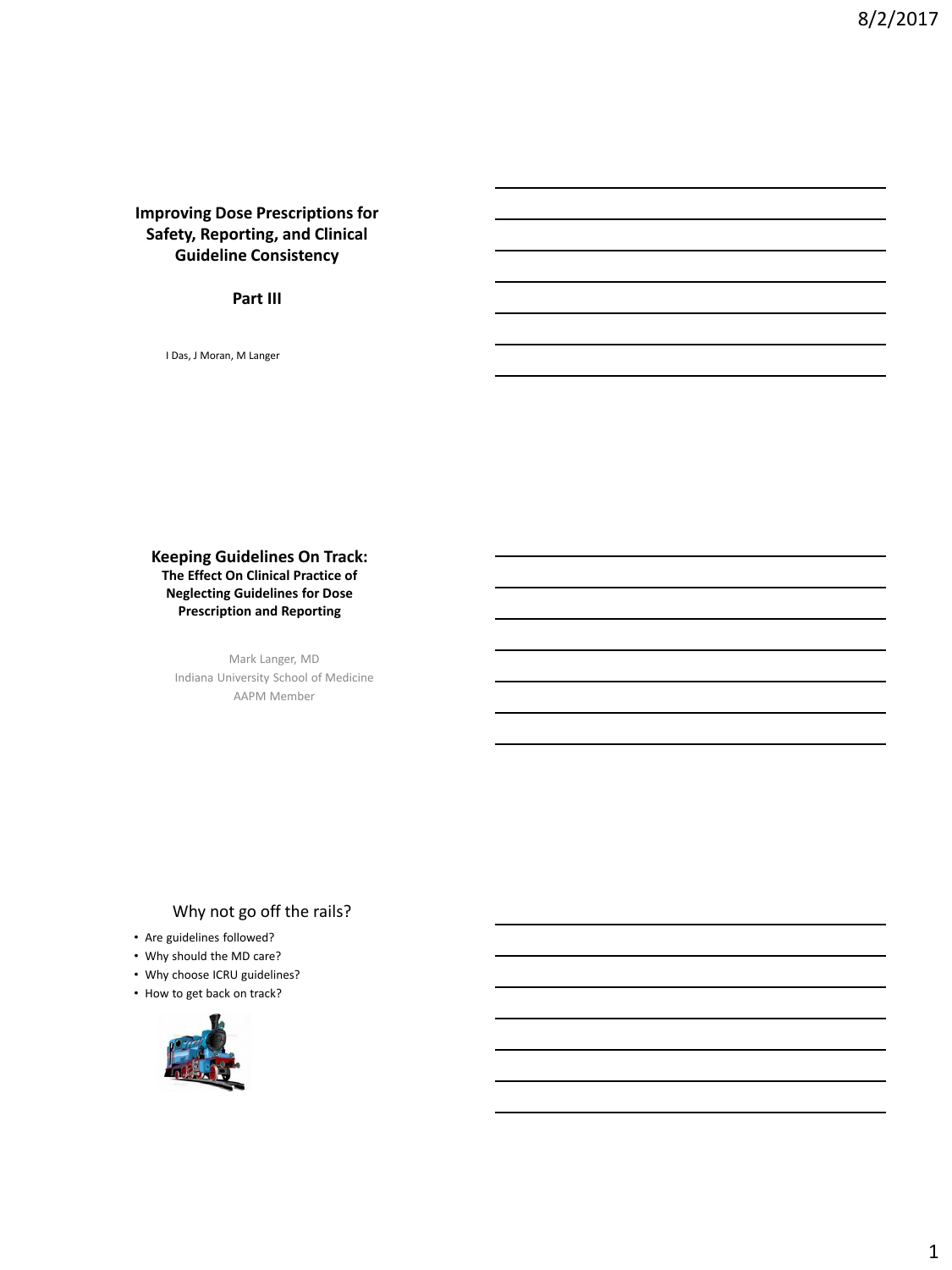## Improving Dose Prescriptions for Safety, Reporting, and Clinical Guideline Consistency

**Part III**

I Das, J Moran, M Langer

## Keeping Guidelines On Track:

**The Effect On Clinical Practice of Neglecting Guidelines for Dose Prescription and Reporting**

Mark Langer, MD
Indiana University School of Medicine
AAPM Member

## Why not go off the rails?

- Are guidelines followed?
- Why should the MD care?
- Why choose ICRU guidelines?
- How to get back on track?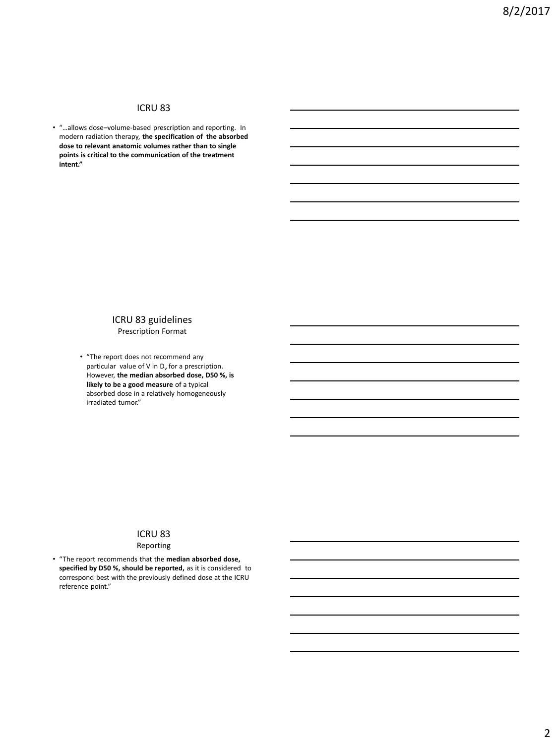## ICRU 83

- "…allows dose–volume-based prescription and reporting. In modern radiation therapy, **the specification of the absorbed dose to relevant anatomic volumes rather than to single points is critical to the communication of the treatment intent."**

## ICRU 83 guidelines

Prescription Format

- "The report does not recommend any particular value of V in $D_v$ for a prescription. However, **the median absorbed dose, D50 %, is likely to be a good measure** of a typical absorbed dose in a relatively homogeneously irradiated tumor."

## ICRU 83

Reporting

- "The report recommends that the **median absorbed dose, specified by D50 %, should be reported,** as it is considered to correspond best with the previously defined dose at the ICRU reference point."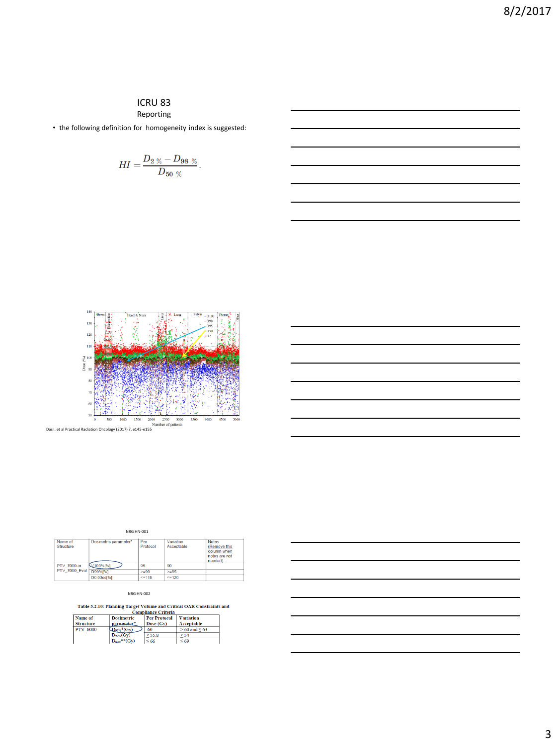## ICRU 83

Reporting

- the following definition for homogeneity index is suggested:

$$HI = \frac{D_{2\,\%} - D_{98\,\%}}{D_{50\,\%}}.$$

Das I. et al Practical Radiation Oncology (2017) 7, e145-e155

NRG HN-001

| Name of Structure | Dosimetric parameter* | Per Protocol | Variation Acceptable | Notes (Remove this column when notes are not needed) |
|---|---|---|---|---|
| PTV_7000 or PTV_7000_Eval | V100%[%] | 95 | 90 | |
| | D99%[%] | >=90 | >=85 | |
| | D0.03cc[%] | <=115 | <=120 | |

NRG HN-002

**Table 5.2.10: Planning Target Volume and Critical OAR Constraints and Compliance Criteria**

| Name of Structure | Dosimetric parameter* | Per Protocol Dose (Gy) | Variation Acceptable |
|---|---|---|---|
| PTV_6000 | $D_{95\%}$*(Gy) | 60 | > 60 and ≤ 63 |
| | $D_{99\%}$(Gy) | ≥ 55.8 | ≥ 54 |
| | $D_{max}$**(Gy) | ≤ 66 | ≤ 69 |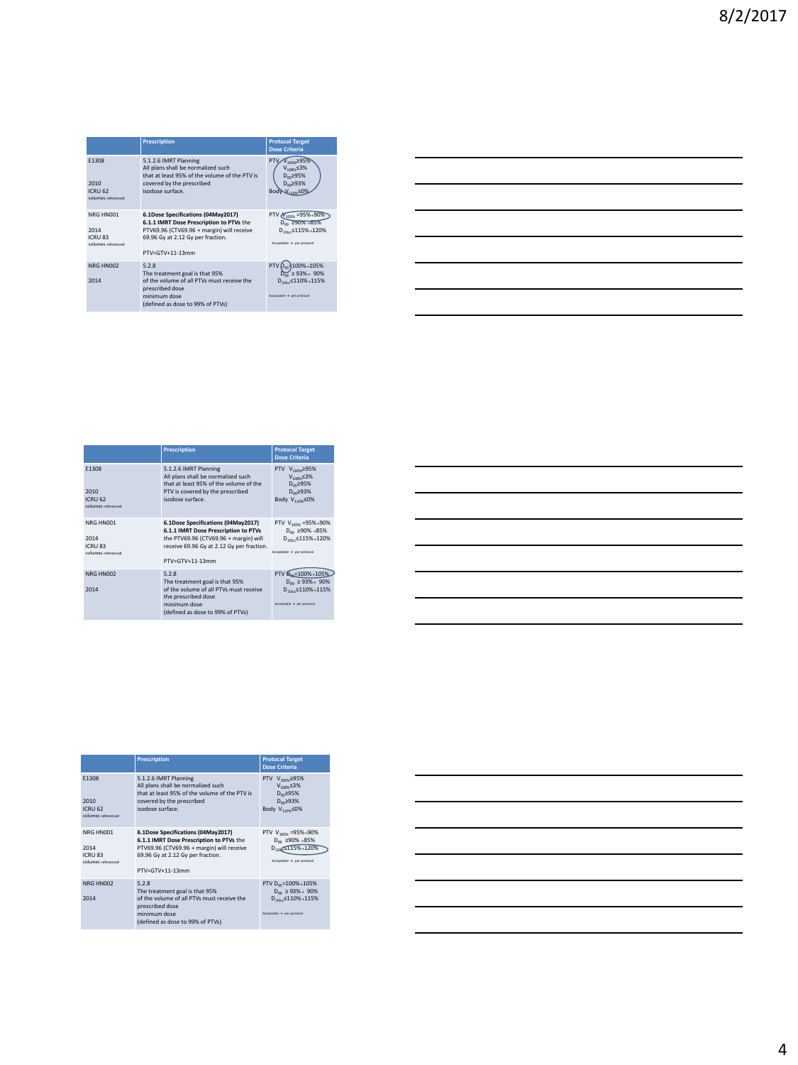| | Prescription | Protocol Target Dose Criteria |
|---|---|---|
| E1308<br><br>2010<br>ICRU 62<br>volumes referenced | 5.1.2.6 IMRT Planning<br>All plans shall be normalized such that at least 95% of the volume of the PTV is covered by the prescribed isodose surface. | PTV $V_{100\%}$≥95%<br>$V_{108\%}$≤3%<br>$D_{99}$≥95%<br>$D_{99}$≥93%<br>Body $V_{110\%}$≤0% |
| NRG HN001<br><br>2014<br>ICRU 83<br>volumes referenced | **6.1Dose Specifications (04May2017)**<br>**6.1.1 IMRT Dose Prescription to PTVs** the PTV69.96 (CTV69.96 + margin) will receive 69.96 Gy at 2.12 Gy per fraction.<br><br>PTV=GTV+11-13mm | PTV $V_{100\%}$ =95%→90%<br>$D_{99}$ ≥90% →85%<br>$D_{.03cc}$≤115%→120%<br><br>Acceptable → per protocol |
| NRG HN002<br><br>2014 | 5.2.8<br>The treatment goal is that 95% of the volume of all PTVs must receive the prescribed dose<br>minimum dose<br>(defined as dose to 99% of PTVs) | PTV $D_{95}$=100%→105%<br>$D_{99}$ ≥ 93%→ 90%<br>$D_{.03cc}$≤110%→115%<br><br>Acceptable → per protocol |

| | Prescription | Protocol Target Dose Criteria |
|---|---|---|
| E1308<br><br>2010<br>ICRU 62<br>volumes referenced | 5.1.2.6 IMRT Planning<br>All plans shall be normalized such that at least 95% of the volume of the PTV is covered by the prescribed isodose surface. | PTV $V_{100\%}$≥95%<br>$V_{108\%}$≤3%<br>$D_{99}$≥95%<br>$D_{99}$≥93%<br>Body $V_{110\%}$≤0% |
| NRG HN001<br><br>2014<br>ICRU 83<br>volumes referenced | **6.1Dose Specifications (04May2017)**<br>**6.1.1 IMRT Dose Prescription to PTVs** the PTV69.96 (CTV69.96 + margin) will receive 69.96 Gy at 2.12 Gy per fraction.<br><br>PTV=GTV+11-13mm | PTV $V_{100\%}$ =95%→90%<br>$D_{99}$ ≥90% →85%<br>$D_{.03cc}$≤115%→120%<br><br>Acceptable → per protocol |
| NRG HN002<br><br>2014 | 5.2.8<br>The treatment goal is that 95% of the volume of all PTVs must receive the prescribed dose<br>minimum dose<br>(defined as dose to 99% of PTVs) | PTV $D_{95}$=100%→105%<br>$D_{99}$ ≥ 93%→ 90%<br>$D_{.03cc}$≤110%→115%<br><br>Acceptable → per protocol |

| | Prescription | Protocol Target Dose Criteria |
|---|---|---|
| E1308<br><br>2010<br>ICRU 62<br>volumes referenced | 5.1.2.6 IMRT Planning<br>All plans shall be normalized such that at least 95% of the volume of the PTV is covered by the prescribed isodose surface. | PTV $V_{100\%}$≥95%<br>$V_{108\%}$≤3%<br>$D_{99}$≥95%<br>$D_{99}$≥93%<br>Body $V_{110\%}$≤0% |
| NRG HN001<br><br>2014<br>ICRU 83<br>volumes referenced | **6.1Dose Specifications (04May2017)**<br>**6.1.1 IMRT Dose Prescription to PTVs** the PTV69.96 (CTV69.96 + margin) will receive 69.96 Gy at 2.12 Gy per fraction.<br><br>PTV=GTV+11-13mm | PTV $V_{100\%}$ =95%→90%<br>$D_{99}$ ≥90% →85%<br>$D_{.03cc}$≤115%→120%<br><br>Acceptable → per protocol |
| NRG HN002<br><br>2014 | 5.2.8<br>The treatment goal is that 95% of the volume of all PTVs must receive the prescribed dose<br>minimum dose<br>(defined as dose to 99% of PTVs) | PTV $D_{95}$=100%→105%<br>$D_{99}$ ≥ 93%→ 90%<br>$D_{.03cc}$≤110%→115%<br><br>Acceptable → per protocol |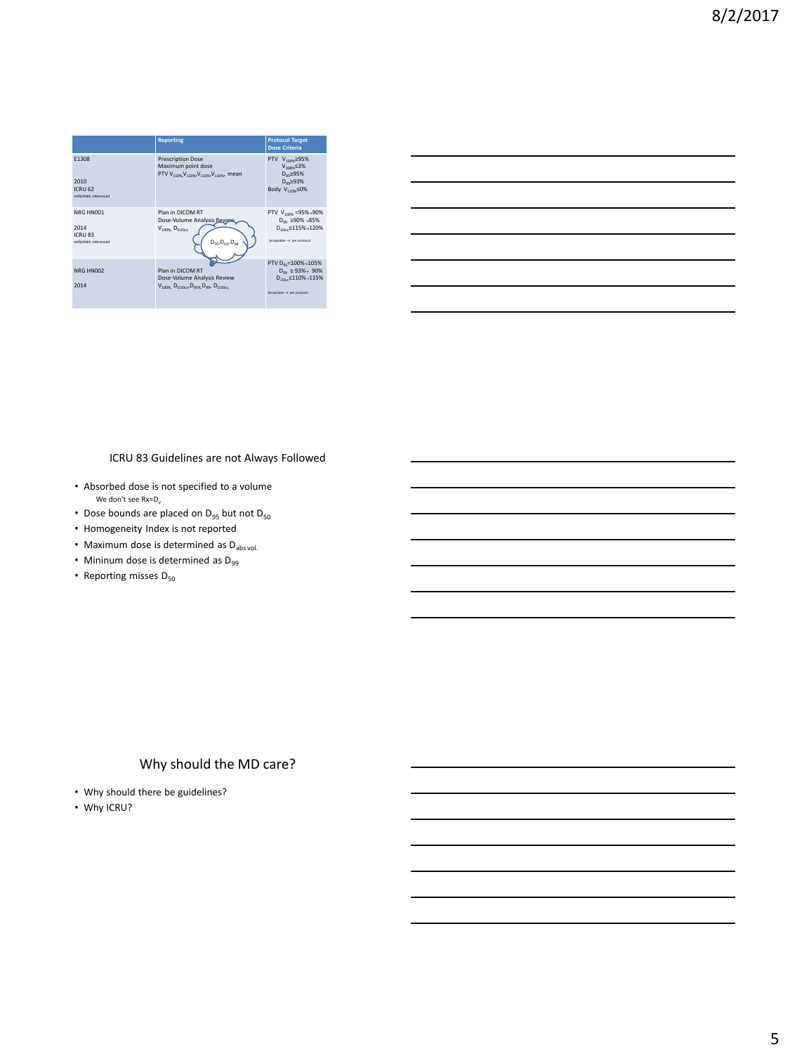| | Reporting | Protocol Target Dose Criteria |
|---|---|---|
| E1308<br><br>2010<br>ICRU 62<br>volumes referenced | Prescription Dose<br>Maximum point dose<br>PTV $V_{110\%}$, $V_{110\%}$, $V_{110\%}$, $V_{110\%}$, mean | PTV $V_{100\%} \geq 95\%$<br>$V_{108\%} \leq 3\%$<br>$D_{95} \geq 95\%$<br>$D_{99} \geq 93\%$<br>Body $V_{110\%} \leq 0\%$ |
| NRG HN001<br><br>2014<br>ICRU 83<br>volumes referenced | Plan in DICOM RT<br>Dose-Volume Analysis Review<br>$V_{100\%}$, $D_{0.03cc}$<br>$D_{50}$, $D_{02}$, $D_{98}$ | PTV $V_{100\%}$ =95%→90%<br>$D_{99}$ ≥90% →85%<br>$D_{.03cc}$ ≤115%→120%<br>Acceptable → per protocol |
| NRG HN002<br><br>2014 | Plan in DICOM RT<br>Dose-Volume Analysis Review<br>$V_{100\%}$, $D_{0.03cc}$, $D_{95\%}$, $D_{99}$, $D_{0.03cc}$ | PTV $D_{95}$=100%→105%<br>$D_{99}$ ≥ 93%→ 90%<br>$D_{.03cc}$ ≤110%→115%<br>Acceptable → per protocol |

## ICRU 83 Guidelines are not Always Followed

- Absorbed dose is not specified to a volume
  - We don't see Rx=$D_v$
- Dose bounds are placed on $D_{95}$ but not $D_{50}$
- Homogeneity Index is not reported
- Maximum dose is determined as $D_{abs\ vol.}$
- Mininum dose is determined as $D_{99}$
- Reporting misses $D_{50}$

## Why should the MD care?

- Why should there be guidelines?
- Why ICRU?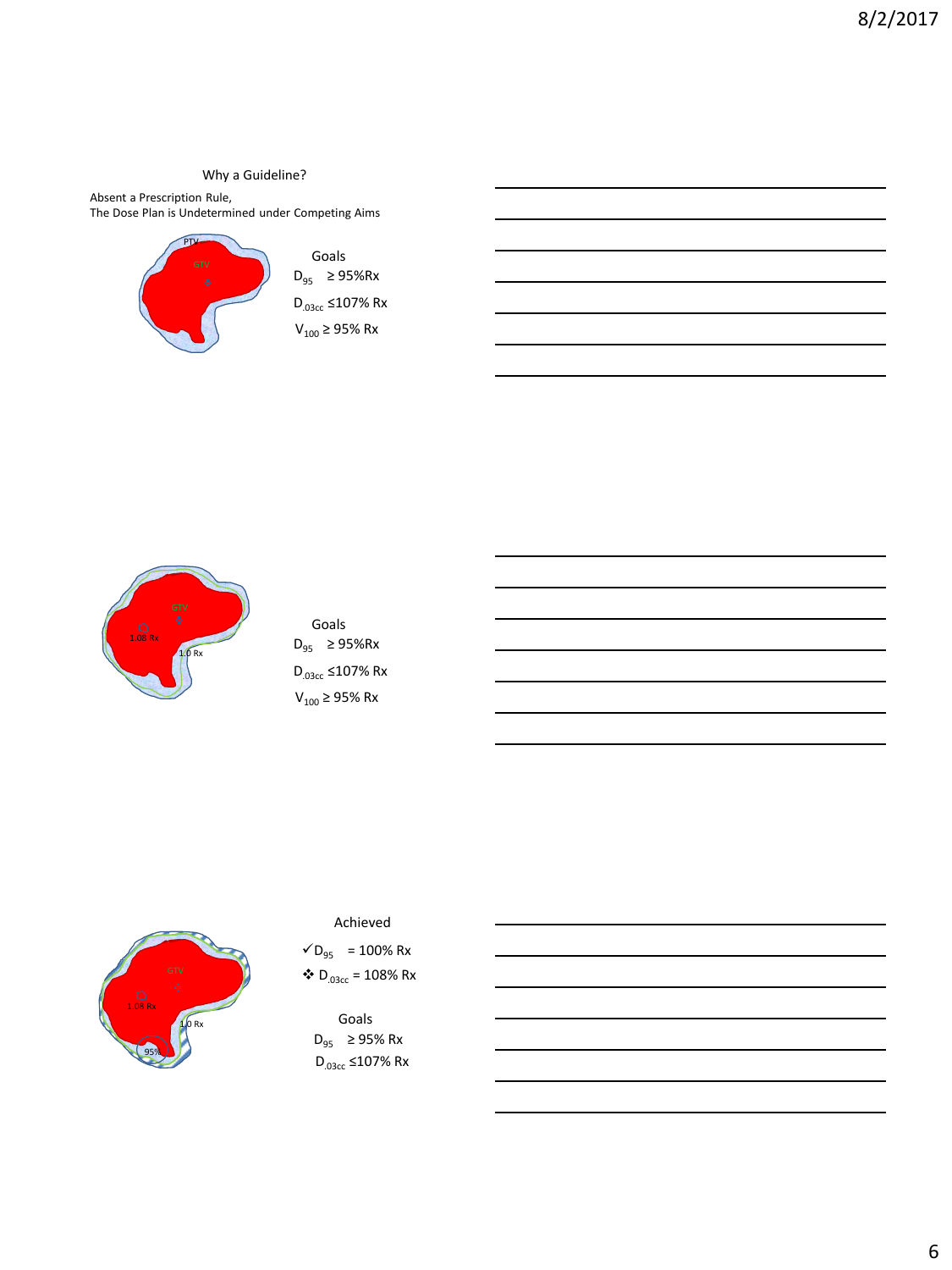Why a Guideline?

Absent a Prescription Rule,
The Dose Plan is Undetermined under Competing Aims

PTV

GTV

Goals

$D_{95}$ ≥ 95%Rx

$D_{.03cc}$ ≤107% Rx

$V_{100}$ ≥ 95% Rx

GTV

1.08 Rx

1.0 Rx

Goals

$D_{95}$ ≥ 95%Rx

$D_{.03cc}$ ≤107% Rx

$V_{100}$ ≥ 95% Rx

GTV

1.08 Rx

1.0 Rx

95%

Achieved

✓ $D_{95}$ = 100% Rx

❖ $D_{.03cc}$ = 108% Rx

Goals

$D_{95}$ ≥ 95% Rx

$D_{.03cc}$ ≤107% Rx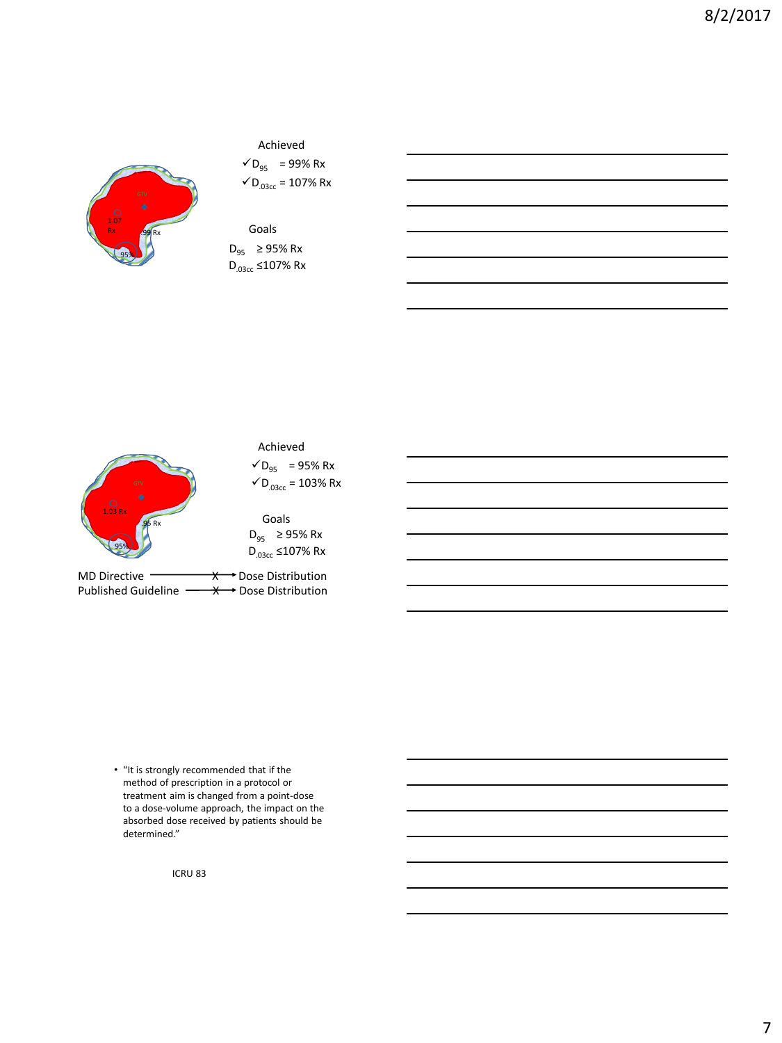Achieved

✓ $D_{95}$ = 99% Rx

✓ $D_{.03cc}$ = 107% Rx

Goals

$D_{95}$ ≥ 95% Rx

$D_{.03cc}$ ≤107% Rx

Achieved

✓ $D_{95}$ = 95% Rx

✓ $D_{.03cc}$ = 103% Rx

Goals

$D_{95}$ ≥ 95% Rx

$D_{.03cc}$ ≤107% Rx

MD Directive ——X→ Dose Distribution

Published Guideline ——X→ Dose Distribution

- "It is strongly recommended that if the method of prescription in a protocol or treatment aim is changed from a point-dose to a dose-volume approach, the impact on the absorbed dose received by patients should be determined."

ICRU 83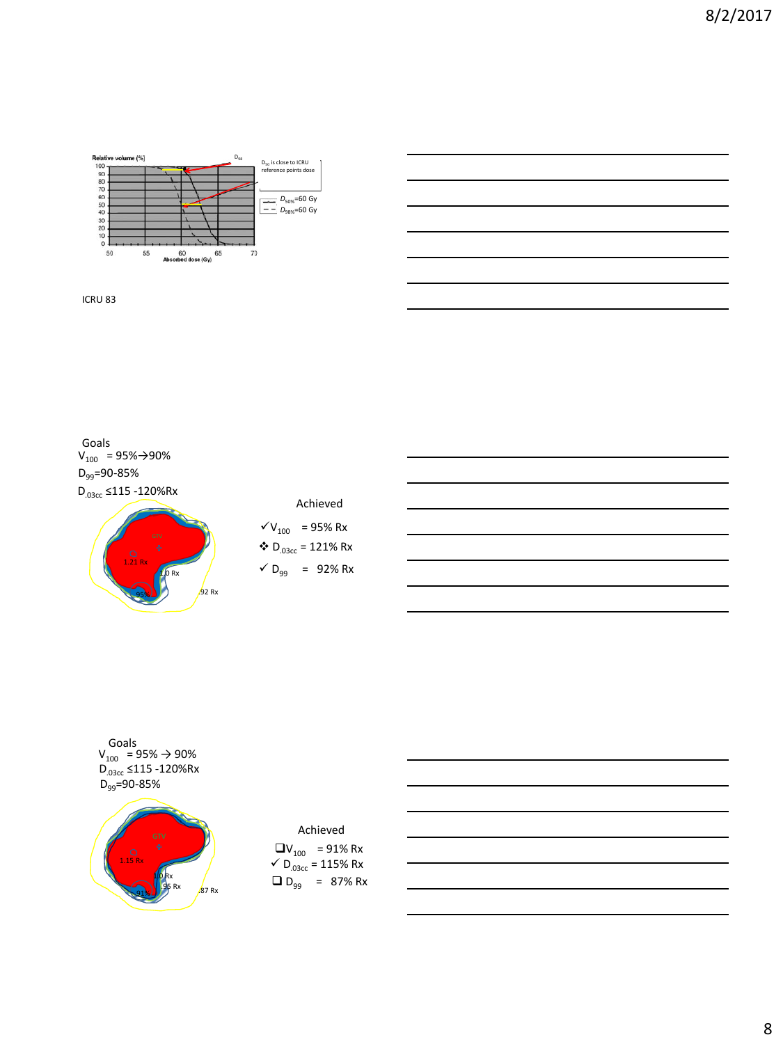ICRU 83

Goals

$V_{100}$ = 95%→90%

$D_{99}$=90-85%

$D_{.03cc}$ ≤115 -120%Rx

Achieved

✓ $V_{100}$ = 95% Rx

❖ $D_{.03cc}$ = 121% Rx

✓ $D_{99}$ = 92% Rx

Goals

$V_{100}$ = 95% → 90%

$D_{.03cc}$ ≤115 -120%Rx

$D_{99}$=90-85%

Achieved

❑ $V_{100}$ = 91% Rx

✓ $D_{.03cc}$ = 115% Rx

❑ $D_{99}$ = 87% Rx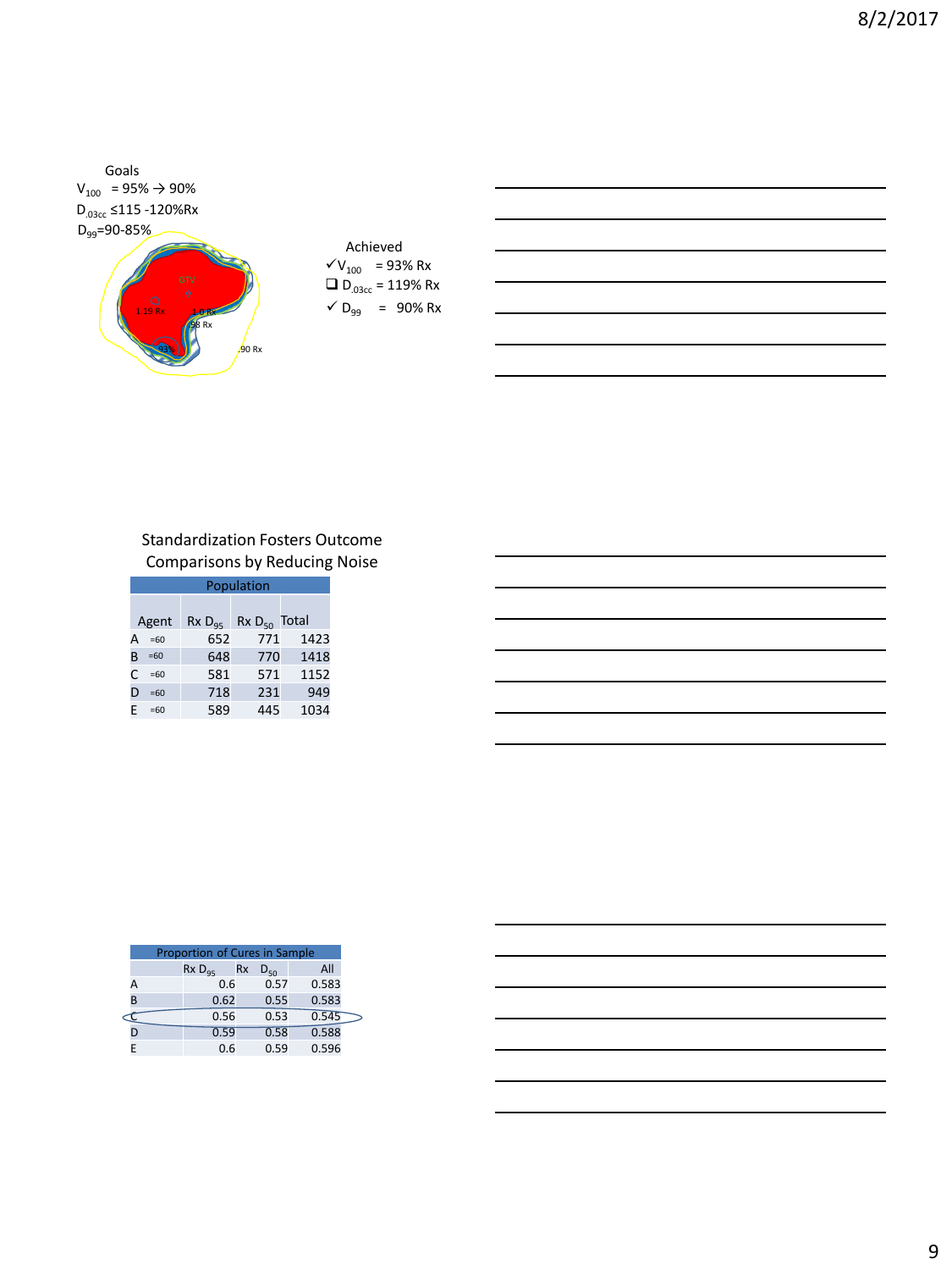Goals

$V_{100}$ = 95% → 90%

$D_{.03cc}$ ≤115 -120%Rx

$D_{99}$=90-85%

GTV

1.19 Rx

1.0 Rx

98 Rx

93%

90 Rx

Achieved

✓ $V_{100}$ = 93% Rx

❑ $D_{.03cc}$ = 119% Rx

✓ $D_{99}$ = 90% Rx

Standardization Fosters Outcome Comparisons by Reducing Noise

| Population | | | |
|---|---|---|---|
| Agent | Rx $D_{95}$ | Rx $D_{50}$ | Total |
| A =60 | 652 | 771 | 1423 |
| B =60 | 648 | 770 | 1418 |
| C =60 | 581 | 571 | 1152 |
| D =60 | 718 | 231 | 949 |
| E =60 | 589 | 445 | 1034 |

| Proportion of Cures in Sample | | | |
|---|---|---|---|
| | Rx $D_{95}$ | Rx $D_{50}$ | All |
| A | 0.6 | 0.57 | 0.583 |
| B | 0.62 | 0.55 | 0.583 |
| C | 0.56 | 0.53 | 0.545 |
| D | 0.59 | 0.58 | 0.588 |
| E | 0.6 | 0.59 | 0.596 |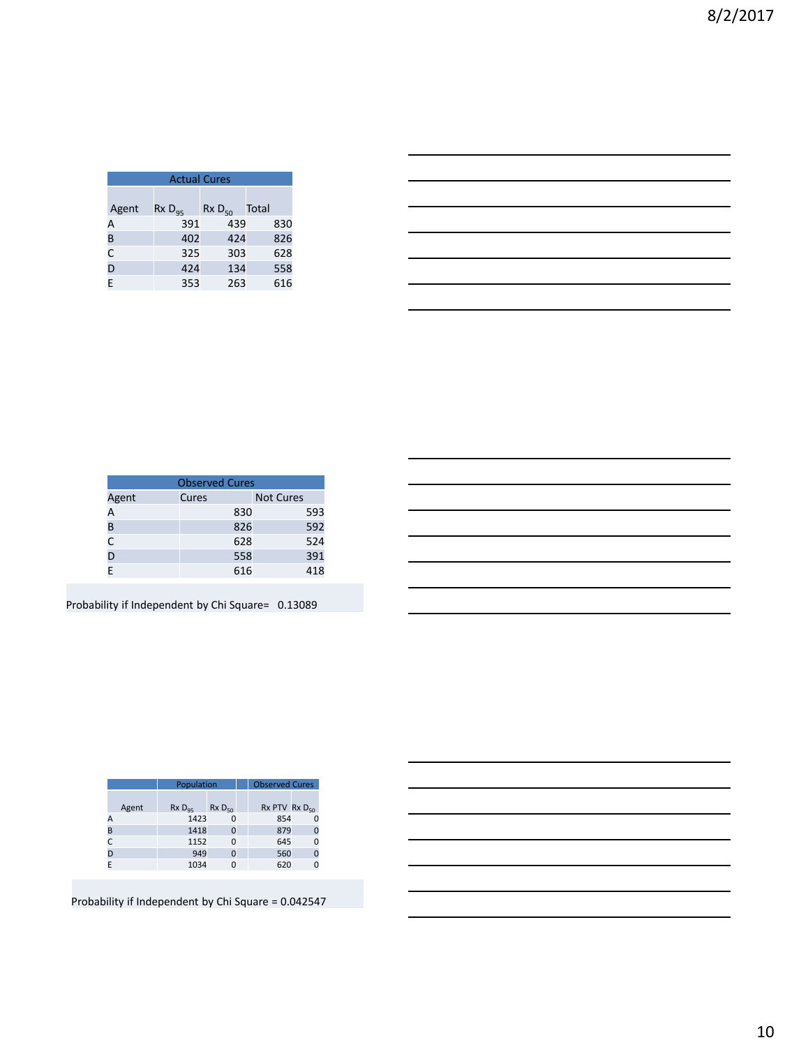| Actual Cures | | | |
|---|---|---|---|
| Agent | Rx $D_{95}$ | Rx $D_{50}$ | Total |
| A | 391 | 439 | 830 |
| B | 402 | 424 | 826 |
| C | 325 | 303 | 628 |
| D | 424 | 134 | 558 |
| E | 353 | 263 | 616 |

| Observed Cures | | |
|---|---|---|
| Agent | Cures | Not Cures |
| A | 830 | 593 |
| B | 826 | 592 |
| C | 628 | 524 |
| D | 558 | 391 |
| E | 616 | 418 |

Probability if Independent by Chi Square= 0.13089

| | Population | | Observed Cures | |
|---|---|---|---|---|
| Agent | Rx $D_{95}$ | Rx $D_{50}$ | Rx PTV | Rx $D_{50}$ |
| A | 1423 | 0 | 854 | 0 |
| B | 1418 | 0 | 879 | 0 |
| C | 1152 | 0 | 645 | 0 |
| D | 949 | 0 | 560 | 0 |
| E | 1034 | 0 | 620 | 0 |

Probability if Independent by Chi Square = 0.042547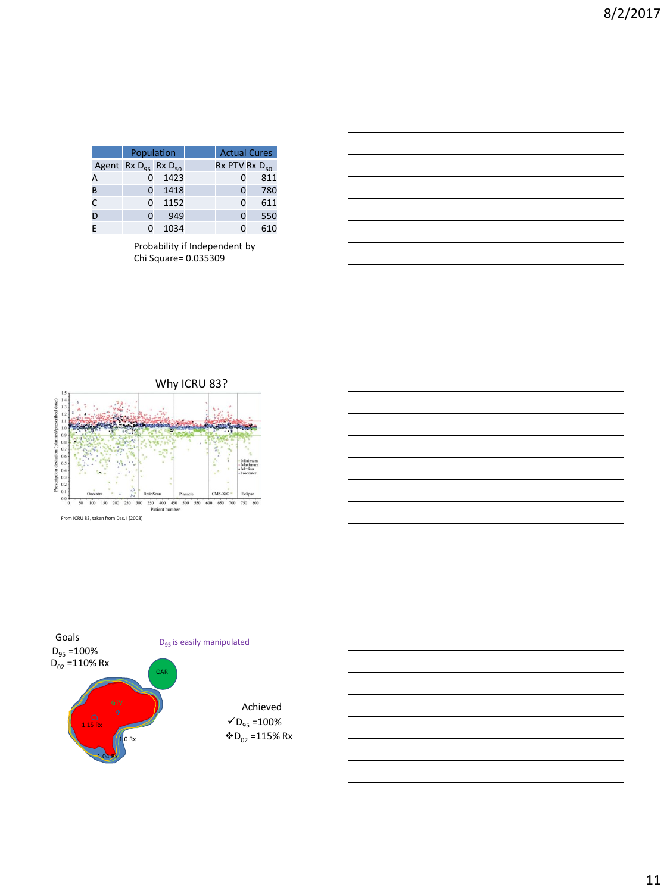| | Population | | | Actual Cures | |
|---|---|---|---|---|---|
| Agent | Rx $D_{95}$ | Rx $D_{50}$ | | Rx PTV | Rx $D_{50}$ |
| A | 0 | 1423 | | 0 | 811 |
| B | 0 | 1418 | | 0 | 780 |
| C | 0 | 1152 | | 0 | 611 |
| D | 0 | 949 | | 0 | 550 |
| E | 0 | 1034 | | 0 | 610 |

Probability if Independent by Chi Square= 0.035309

## Why ICRU 83?

From ICRU 83, taken from Das, I (2008)

Goals

$D_{95}$ =100%

$D_{02}$ =110% Rx

$D_{95}$ is easily manipulated

Achieved

✓ $D_{95}$ =100%

❖ $D_{02}$ =115% Rx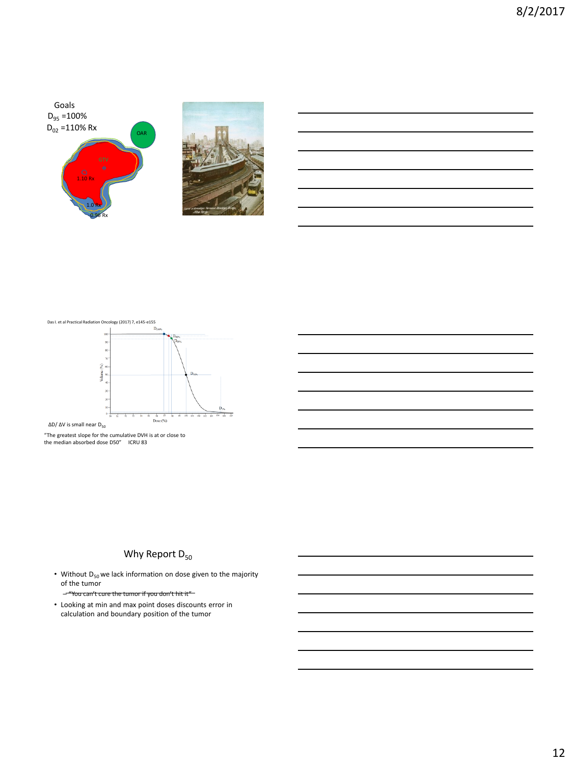Goals

$D_{95}$ =100%

$D_{02}$ =110% Rx

OAR

GTV

1.10 Rx

1.0 Rx

0.96 Rx

Das I. et al Practical Radiation Oncology (2017) 7, e145-e155

$\Delta D/\Delta V$ is small near $D_{50}$

"The greatest slope for the cumulative DVH is at or close to the median absorbed dose D50" ICRU 83

## Why Report $D_{50}$

- Without $D_{50}$ we lack information on dose given to the majority of the tumor
  - ~~"You can't cure the tumor if you don't hit it"~~
- Looking at min and max point doses discounts error in calculation and boundary position of the tumor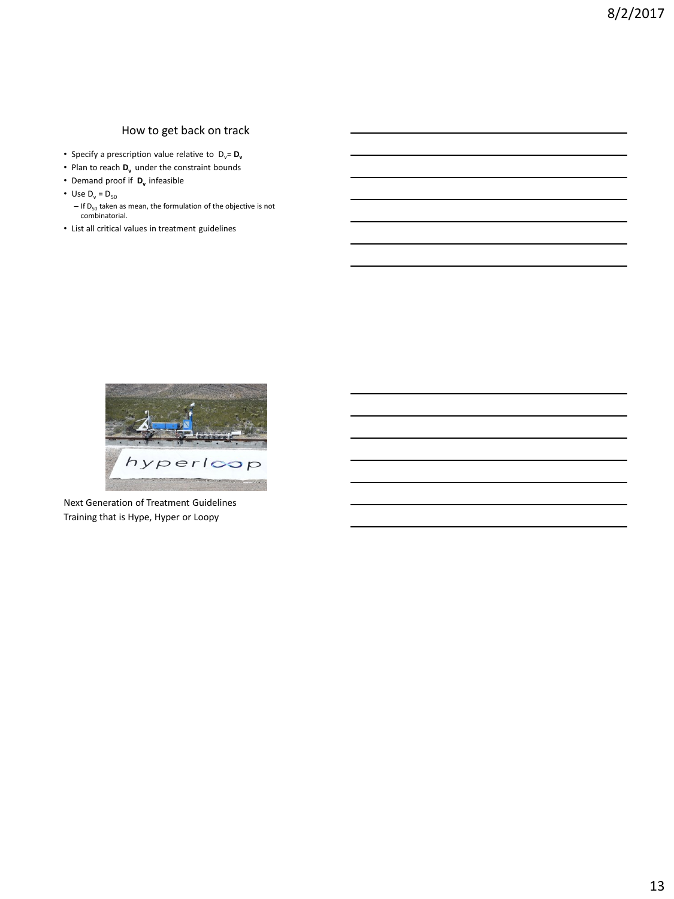## How to get back on track

- Specify a prescription value relative to $D_v$= $\mathbf{D_v}$
- Plan to reach $\mathbf{D_v}$ under the constraint bounds
- Demand proof if $\mathbf{D_v}$ infeasible
- Use $D_v = D_{50}$
  - If $D_{50}$ taken as mean, the formulation of the objective is not combinatorial.
- List all critical values in treatment guidelines

hyperloop

Next Generation of Treatment Guidelines
Training that is Hype, Hyper or Loopy